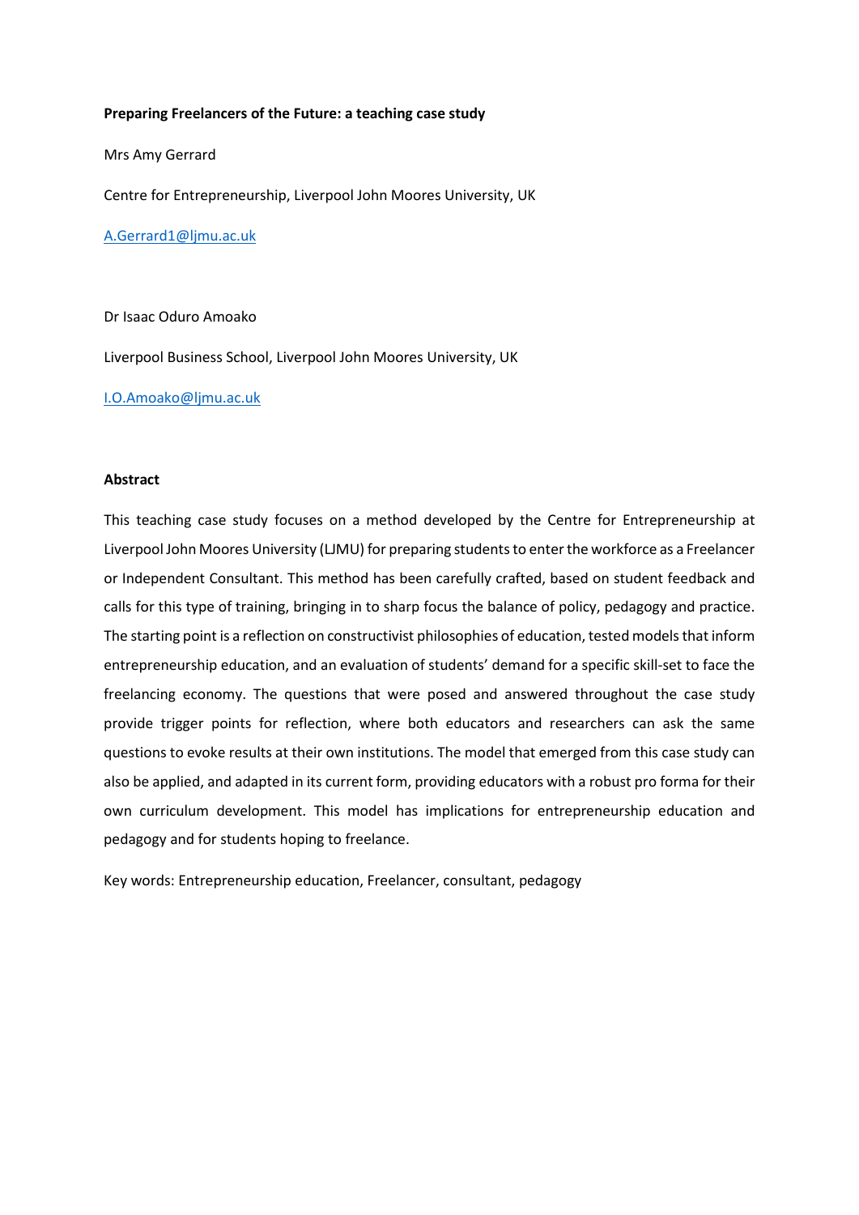**Preparing Freelancers of the Future: a teaching case study**

Mrs Amy Gerrard

Centre for Entrepreneurship, Liverpool John Moores University, UK

A.Gerrard1@ljmu.ac.uk

Dr Isaac Oduro Amoako

Liverpool Business School, Liverpool John Moores University, UK

I.O.Amoako@ljmu.ac.uk

**Abstract**

This teaching case study focuses on a method developed by the Centre for Entrepreneurship at Liverpool John Moores University (LJMU) for preparing students to enter the workforce as a Freelancer or Independent Consultant. This method has been carefully crafted, based on student feedback and calls for this type of training, bringing in to sharp focus the balance of policy, pedagogy and practice. The starting point is a reflection on constructivist philosophies of education, tested models that inform entrepreneurship education, and an evaluation of students' demand for a specific skill-set to face the freelancing economy. The questions that were posed and answered throughout the case study provide trigger points for reflection, where both educators and researchers can ask the same questions to evoke results at their own institutions. The model that emerged from this case study can also be applied, and adapted in its current form, providing educators with a robust pro forma for their own curriculum development. This model has implications for entrepreneurship education and pedagogy and for students hoping to freelance.

Key words: Entrepreneurship education, Freelancer, consultant, pedagogy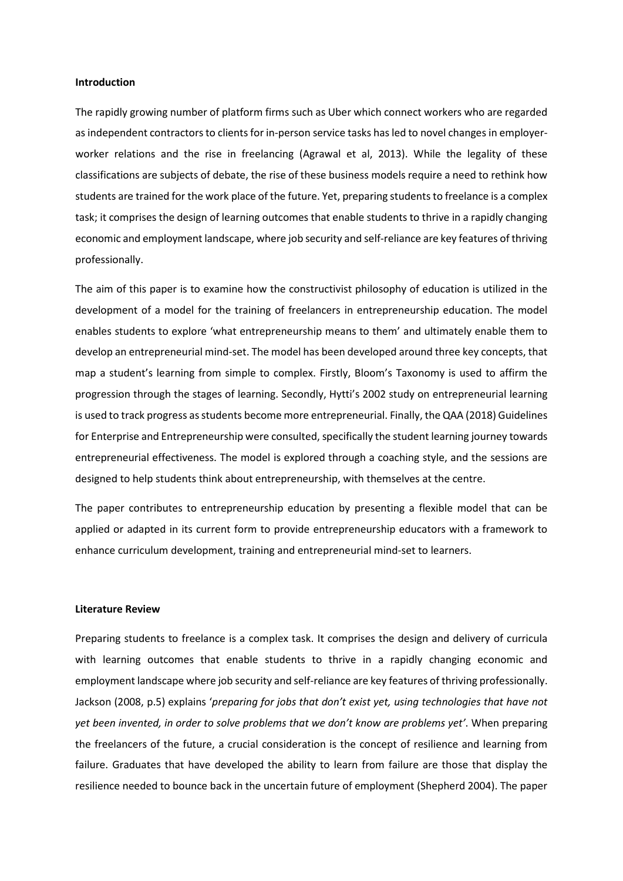**Introduction**

The rapidly growing number of platform firms such as Uber which connect workers who are regarded as independent contractors to clients for in-person service tasks has led to novel changes in employer-worker relations and the rise in freelancing (Agrawal et al, 2013). While the legality of these classifications are subjects of debate, the rise of these business models require a need to rethink how students are trained for the work place of the future. Yet, preparing students to freelance is a complex task; it comprises the design of learning outcomes that enable students to thrive in a rapidly changing economic and employment landscape, where job security and self-reliance are key features of thriving professionally.

The aim of this paper is to examine how the constructivist philosophy of education is utilized in the development of a model for the training of freelancers in entrepreneurship education. The model enables students to explore 'what entrepreneurship means to them' and ultimately enable them to develop an entrepreneurial mind-set. The model has been developed around three key concepts, that map a student's learning from simple to complex. Firstly, Bloom's Taxonomy is used to affirm the progression through the stages of learning. Secondly, Hytti's 2002 study on entrepreneurial learning is used to track progress as students become more entrepreneurial. Finally, the QAA (2018) Guidelines for Enterprise and Entrepreneurship were consulted, specifically the student learning journey towards entrepreneurial effectiveness. The model is explored through a coaching style, and the sessions are designed to help students think about entrepreneurship, with themselves at the centre.

The paper contributes to entrepreneurship education by presenting a flexible model that can be applied or adapted in its current form to provide entrepreneurship educators with a framework to enhance curriculum development, training and entrepreneurial mind-set to learners.

**Literature Review**

Preparing students to freelance is a complex task. It comprises the design and delivery of curricula with learning outcomes that enable students to thrive in a rapidly changing economic and employment landscape where job security and self-reliance are key features of thriving professionally. Jackson (2008, p.5) explains '*preparing for jobs that don't exist yet, using technologies that have not yet been invented, in order to solve problems that we don't know are problems yet'*. When preparing the freelancers of the future, a crucial consideration is the concept of resilience and learning from failure. Graduates that have developed the ability to learn from failure are those that display the resilience needed to bounce back in the uncertain future of employment (Shepherd 2004). The paper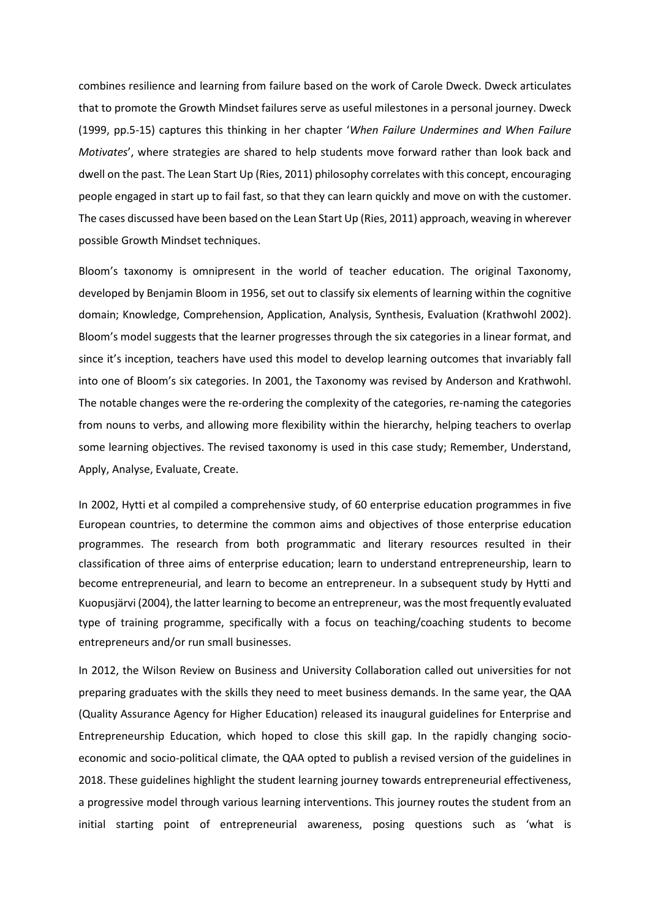combines resilience and learning from failure based on the work of Carole Dweck. Dweck articulates that to promote the Growth Mindset failures serve as useful milestones in a personal journey. Dweck (1999, pp.5-15) captures this thinking in her chapter '*When Failure Undermines and When Failure Motivates*', where strategies are shared to help students move forward rather than look back and dwell on the past. The Lean Start Up (Ries, 2011) philosophy correlates with this concept, encouraging people engaged in start up to fail fast, so that they can learn quickly and move on with the customer. The cases discussed have been based on the Lean Start Up (Ries, 2011) approach, weaving in wherever possible Growth Mindset techniques.

Bloom's taxonomy is omnipresent in the world of teacher education. The original Taxonomy, developed by Benjamin Bloom in 1956, set out to classify six elements of learning within the cognitive domain; Knowledge, Comprehension, Application, Analysis, Synthesis, Evaluation (Krathwohl 2002). Bloom's model suggests that the learner progresses through the six categories in a linear format, and since it's inception, teachers have used this model to develop learning outcomes that invariably fall into one of Bloom's six categories. In 2001, the Taxonomy was revised by Anderson and Krathwohl. The notable changes were the re-ordering the complexity of the categories, re-naming the categories from nouns to verbs, and allowing more flexibility within the hierarchy, helping teachers to overlap some learning objectives. The revised taxonomy is used in this case study; Remember, Understand, Apply, Analyse, Evaluate, Create.

In 2002, Hytti et al compiled a comprehensive study, of 60 enterprise education programmes in five European countries, to determine the common aims and objectives of those enterprise education programmes. The research from both programmatic and literary resources resulted in their classification of three aims of enterprise education; learn to understand entrepreneurship, learn to become entrepreneurial, and learn to become an entrepreneur. In a subsequent study by Hytti and Kuopusjärvi (2004), the latter learning to become an entrepreneur, was the most frequently evaluated type of training programme, specifically with a focus on teaching/coaching students to become entrepreneurs and/or run small businesses.

In 2012, the Wilson Review on Business and University Collaboration called out universities for not preparing graduates with the skills they need to meet business demands. In the same year, the QAA (Quality Assurance Agency for Higher Education) released its inaugural guidelines for Enterprise and Entrepreneurship Education, which hoped to close this skill gap. In the rapidly changing socio-economic and socio-political climate, the QAA opted to publish a revised version of the guidelines in 2018. These guidelines highlight the student learning journey towards entrepreneurial effectiveness, a progressive model through various learning interventions. This journey routes the student from an initial starting point of entrepreneurial awareness, posing questions such as 'what is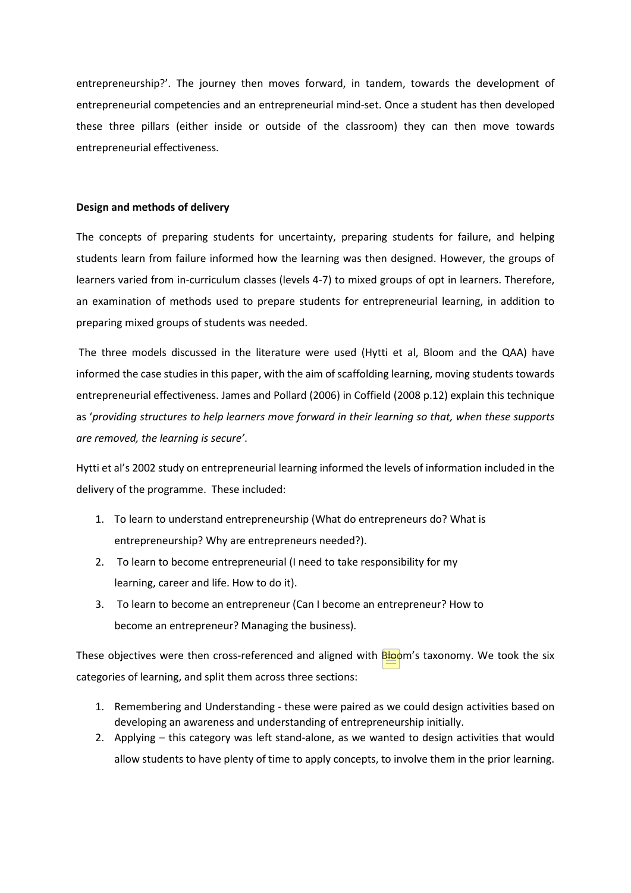entrepreneurship?'. The journey then moves forward, in tandem, towards the development of entrepreneurial competencies and an entrepreneurial mind-set. Once a student has then developed these three pillars (either inside or outside of the classroom) they can then move towards entrepreneurial effectiveness.

**Design and methods of delivery**

The concepts of preparing students for uncertainty, preparing students for failure, and helping students learn from failure informed how the learning was then designed. However, the groups of learners varied from in-curriculum classes (levels 4-7) to mixed groups of opt in learners. Therefore, an examination of methods used to prepare students for entrepreneurial learning, in addition to preparing mixed groups of students was needed.

The three models discussed in the literature were used (Hytti et al, Bloom and the QAA) have informed the case studies in this paper, with the aim of scaffolding learning, moving students towards entrepreneurial effectiveness. James and Pollard (2006) in Coffield (2008 p.12) explain this technique as '*providing structures to help learners move forward in their learning so that, when these supports are removed, the learning is secure*'.

Hytti et al's 2002 study on entrepreneurial learning informed the levels of information included in the delivery of the programme. These included:

1. To learn to understand entrepreneurship (What do entrepreneurs do? What is entrepreneurship? Why are entrepreneurs needed?).
2. To learn to become entrepreneurial (I need to take responsibility for my learning, career and life. How to do it).
3. To learn to become an entrepreneur (Can I become an entrepreneur? How to become an entrepreneur? Managing the business).

These objectives were then cross-referenced and aligned with Bloom's taxonomy. We took the six categories of learning, and split them across three sections:

1. Remembering and Understanding - these were paired as we could design activities based on developing an awareness and understanding of entrepreneurship initially.
2. Applying – this category was left stand-alone, as we wanted to design activities that would allow students to have plenty of time to apply concepts, to involve them in the prior learning.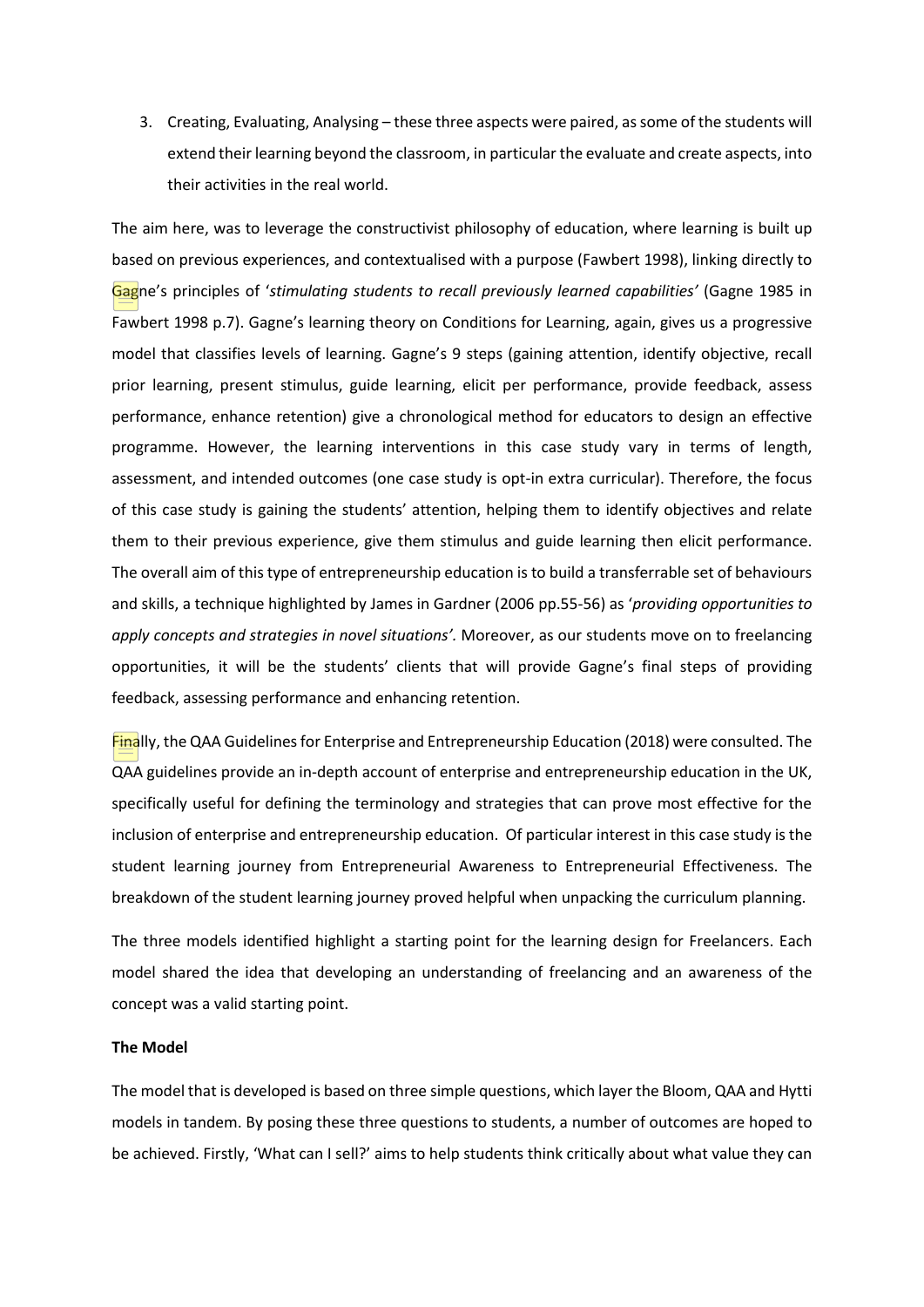3. Creating, Evaluating, Analysing – these three aspects were paired, as some of the students will extend their learning beyond the classroom, in particular the evaluate and create aspects, into their activities in the real world.

The aim here, was to leverage the constructivist philosophy of education, where learning is built up based on previous experiences, and contextualised with a purpose (Fawbert 1998), linking directly to Gagne's principles of '*stimulating students to recall previously learned capabilities'* (Gagne 1985 in Fawbert 1998 p.7). Gagne's learning theory on Conditions for Learning, again, gives us a progressive model that classifies levels of learning. Gagne's 9 steps (gaining attention, identify objective, recall prior learning, present stimulus, guide learning, elicit per performance, provide feedback, assess performance, enhance retention) give a chronological method for educators to design an effective programme. However, the learning interventions in this case study vary in terms of length, assessment, and intended outcomes (one case study is opt-in extra curricular). Therefore, the focus of this case study is gaining the students' attention, helping them to identify objectives and relate them to their previous experience, give them stimulus and guide learning then elicit performance. The overall aim of this type of entrepreneurship education is to build a transferrable set of behaviours and skills, a technique highlighted by James in Gardner (2006 pp.55-56) as '*providing opportunities to apply concepts and strategies in novel situations'*. Moreover, as our students move on to freelancing opportunities, it will be the students' clients that will provide Gagne's final steps of providing feedback, assessing performance and enhancing retention.

Finally, the QAA Guidelines for Enterprise and Entrepreneurship Education (2018) were consulted. The QAA guidelines provide an in-depth account of enterprise and entrepreneurship education in the UK, specifically useful for defining the terminology and strategies that can prove most effective for the inclusion of enterprise and entrepreneurship education. Of particular interest in this case study is the student learning journey from Entrepreneurial Awareness to Entrepreneurial Effectiveness. The breakdown of the student learning journey proved helpful when unpacking the curriculum planning.

The three models identified highlight a starting point for the learning design for Freelancers. Each model shared the idea that developing an understanding of freelancing and an awareness of the concept was a valid starting point.

**The Model**

The model that is developed is based on three simple questions, which layer the Bloom, QAA and Hytti models in tandem. By posing these three questions to students, a number of outcomes are hoped to be achieved. Firstly, 'What can I sell?' aims to help students think critically about what value they can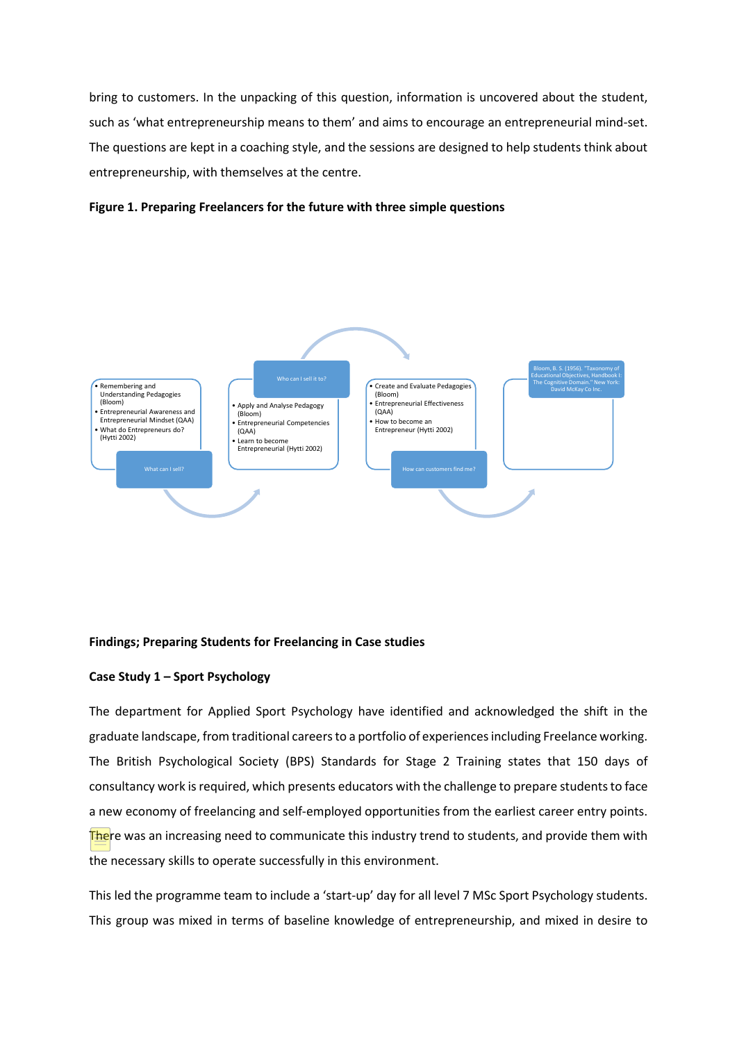bring to customers. In the unpacking of this question, information is uncovered about the student, such as 'what entrepreneurship means to them' and aims to encourage an entrepreneurial mind-set. The questions are kept in a coaching style, and the sessions are designed to help students think about entrepreneurship, with themselves at the centre.

**Figure 1. Preparing Freelancers for the future with three simple questions**

What can I sell?
- Remembering and Understanding Pedagogies (Bloom)
- Entrepreneurial Awareness and Entrepreneurial Mindset (QAA)
- What do Entrepreneurs do? (Hytti 2002)

Who can I sell it to?
- Apply and Analyse Pedagogy (Bloom)
- Entrepreneurial Competencies (QAA)
- Learn to become Entrepreneurial (Hytti 2002)

How can customers find me?
- Create and Evaluate Pedagogies (Bloom)
- Entrepreneurial Effectiveness (QAA)
- How to become an Entrepreneur (Hytti 2002)

Bloom, B. S. (1956). "Taxonomy of Educational Objectives, Handbook I: The Cognitive Domain." New York: David McKay Co Inc.

**Findings; Preparing Students for Freelancing in Case studies**

**Case Study 1 – Sport Psychology**

The department for Applied Sport Psychology have identified and acknowledged the shift in the graduate landscape, from traditional careers to a portfolio of experiences including Freelance working. The British Psychological Society (BPS) Standards for Stage 2 Training states that 150 days of consultancy work is required, which presents educators with the challenge to prepare students to face a new economy of freelancing and self-employed opportunities from the earliest career entry points. There was an increasing need to communicate this industry trend to students, and provide them with the necessary skills to operate successfully in this environment.

This led the programme team to include a 'start-up' day for all level 7 MSc Sport Psychology students. This group was mixed in terms of baseline knowledge of entrepreneurship, and mixed in desire to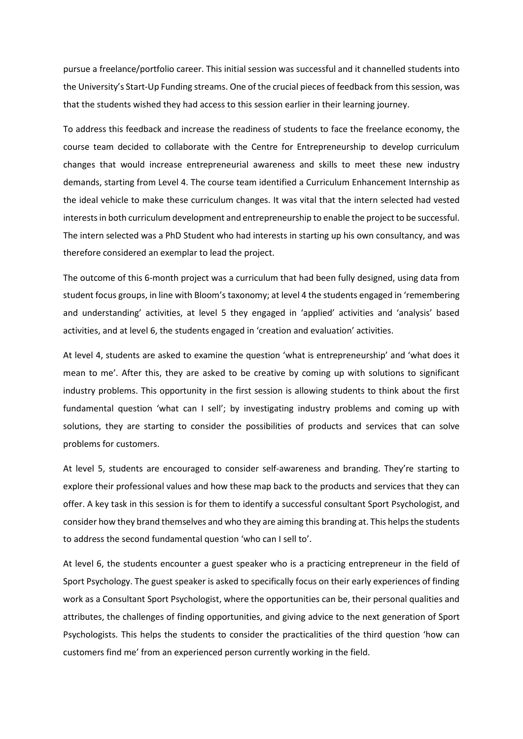pursue a freelance/portfolio career. This initial session was successful and it channelled students into the University's Start-Up Funding streams. One of the crucial pieces of feedback from this session, was that the students wished they had access to this session earlier in their learning journey.

To address this feedback and increase the readiness of students to face the freelance economy, the course team decided to collaborate with the Centre for Entrepreneurship to develop curriculum changes that would increase entrepreneurial awareness and skills to meet these new industry demands, starting from Level 4. The course team identified a Curriculum Enhancement Internship as the ideal vehicle to make these curriculum changes. It was vital that the intern selected had vested interests in both curriculum development and entrepreneurship to enable the project to be successful. The intern selected was a PhD Student who had interests in starting up his own consultancy, and was therefore considered an exemplar to lead the project.

The outcome of this 6-month project was a curriculum that had been fully designed, using data from student focus groups, in line with Bloom's taxonomy; at level 4 the students engaged in 'remembering and understanding' activities, at level 5 they engaged in 'applied' activities and 'analysis' based activities, and at level 6, the students engaged in 'creation and evaluation' activities.

At level 4, students are asked to examine the question 'what is entrepreneurship' and 'what does it mean to me'. After this, they are asked to be creative by coming up with solutions to significant industry problems. This opportunity in the first session is allowing students to think about the first fundamental question 'what can I sell'; by investigating industry problems and coming up with solutions, they are starting to consider the possibilities of products and services that can solve problems for customers.

At level 5, students are encouraged to consider self-awareness and branding. They're starting to explore their professional values and how these map back to the products and services that they can offer. A key task in this session is for them to identify a successful consultant Sport Psychologist, and consider how they brand themselves and who they are aiming this branding at. This helps the students to address the second fundamental question 'who can I sell to'.

At level 6, the students encounter a guest speaker who is a practicing entrepreneur in the field of Sport Psychology. The guest speaker is asked to specifically focus on their early experiences of finding work as a Consultant Sport Psychologist, where the opportunities can be, their personal qualities and attributes, the challenges of finding opportunities, and giving advice to the next generation of Sport Psychologists. This helps the students to consider the practicalities of the third question 'how can customers find me' from an experienced person currently working in the field.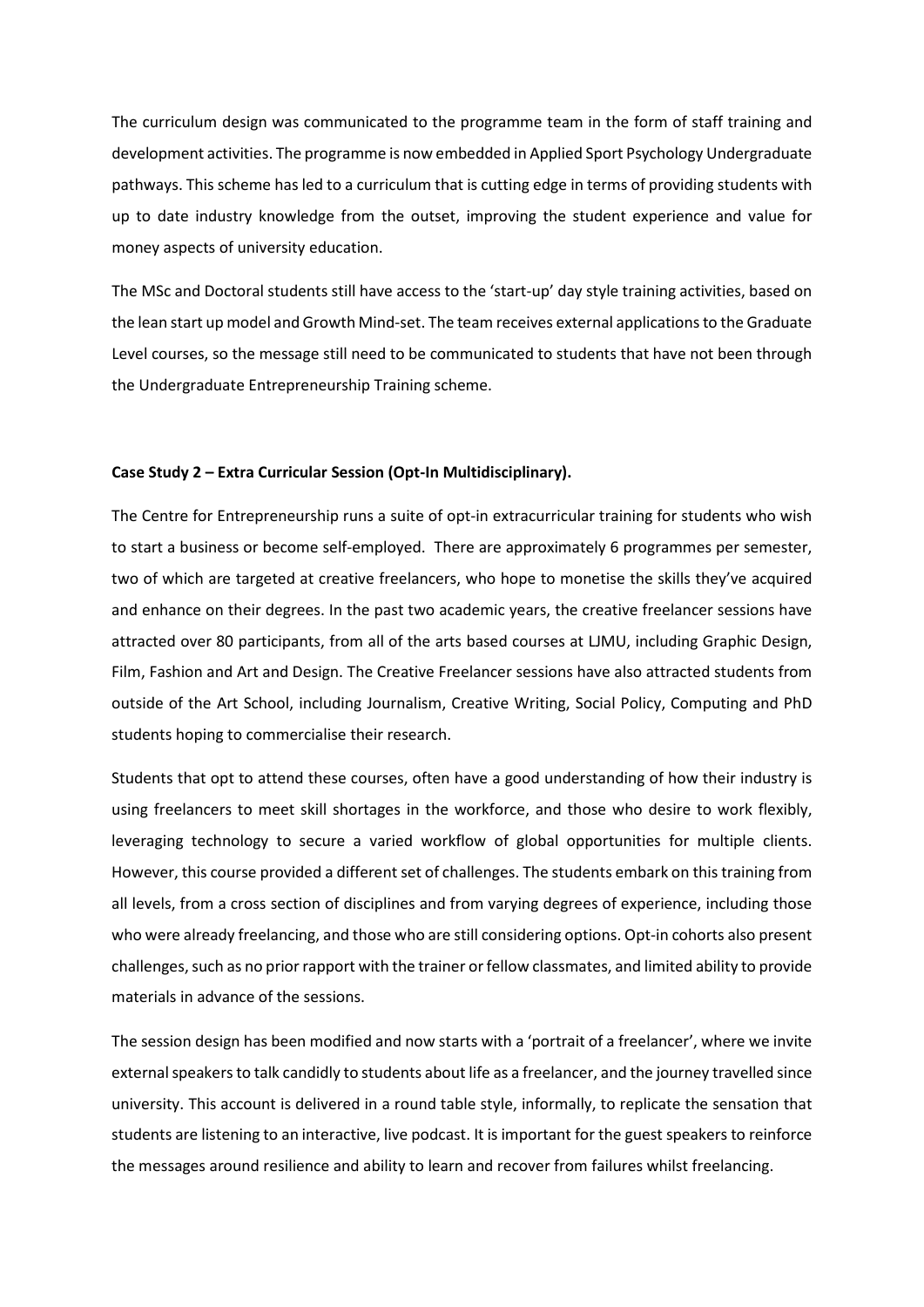The curriculum design was communicated to the programme team in the form of staff training and development activities. The programme is now embedded in Applied Sport Psychology Undergraduate pathways. This scheme has led to a curriculum that is cutting edge in terms of providing students with up to date industry knowledge from the outset, improving the student experience and value for money aspects of university education.

The MSc and Doctoral students still have access to the 'start-up' day style training activities, based on the lean start up model and Growth Mind-set. The team receives external applications to the Graduate Level courses, so the message still need to be communicated to students that have not been through the Undergraduate Entrepreneurship Training scheme.

**Case Study 2 – Extra Curricular Session (Opt-In Multidisciplinary).**

The Centre for Entrepreneurship runs a suite of opt-in extracurricular training for students who wish to start a business or become self-employed. There are approximately 6 programmes per semester, two of which are targeted at creative freelancers, who hope to monetise the skills they've acquired and enhance on their degrees. In the past two academic years, the creative freelancer sessions have attracted over 80 participants, from all of the arts based courses at LJMU, including Graphic Design, Film, Fashion and Art and Design. The Creative Freelancer sessions have also attracted students from outside of the Art School, including Journalism, Creative Writing, Social Policy, Computing and PhD students hoping to commercialise their research.

Students that opt to attend these courses, often have a good understanding of how their industry is using freelancers to meet skill shortages in the workforce, and those who desire to work flexibly, leveraging technology to secure a varied workflow of global opportunities for multiple clients. However, this course provided a different set of challenges. The students embark on this training from all levels, from a cross section of disciplines and from varying degrees of experience, including those who were already freelancing, and those who are still considering options. Opt-in cohorts also present challenges, such as no prior rapport with the trainer or fellow classmates, and limited ability to provide materials in advance of the sessions.

The session design has been modified and now starts with a 'portrait of a freelancer', where we invite external speakers to talk candidly to students about life as a freelancer, and the journey travelled since university. This account is delivered in a round table style, informally, to replicate the sensation that students are listening to an interactive, live podcast. It is important for the guest speakers to reinforce the messages around resilience and ability to learn and recover from failures whilst freelancing.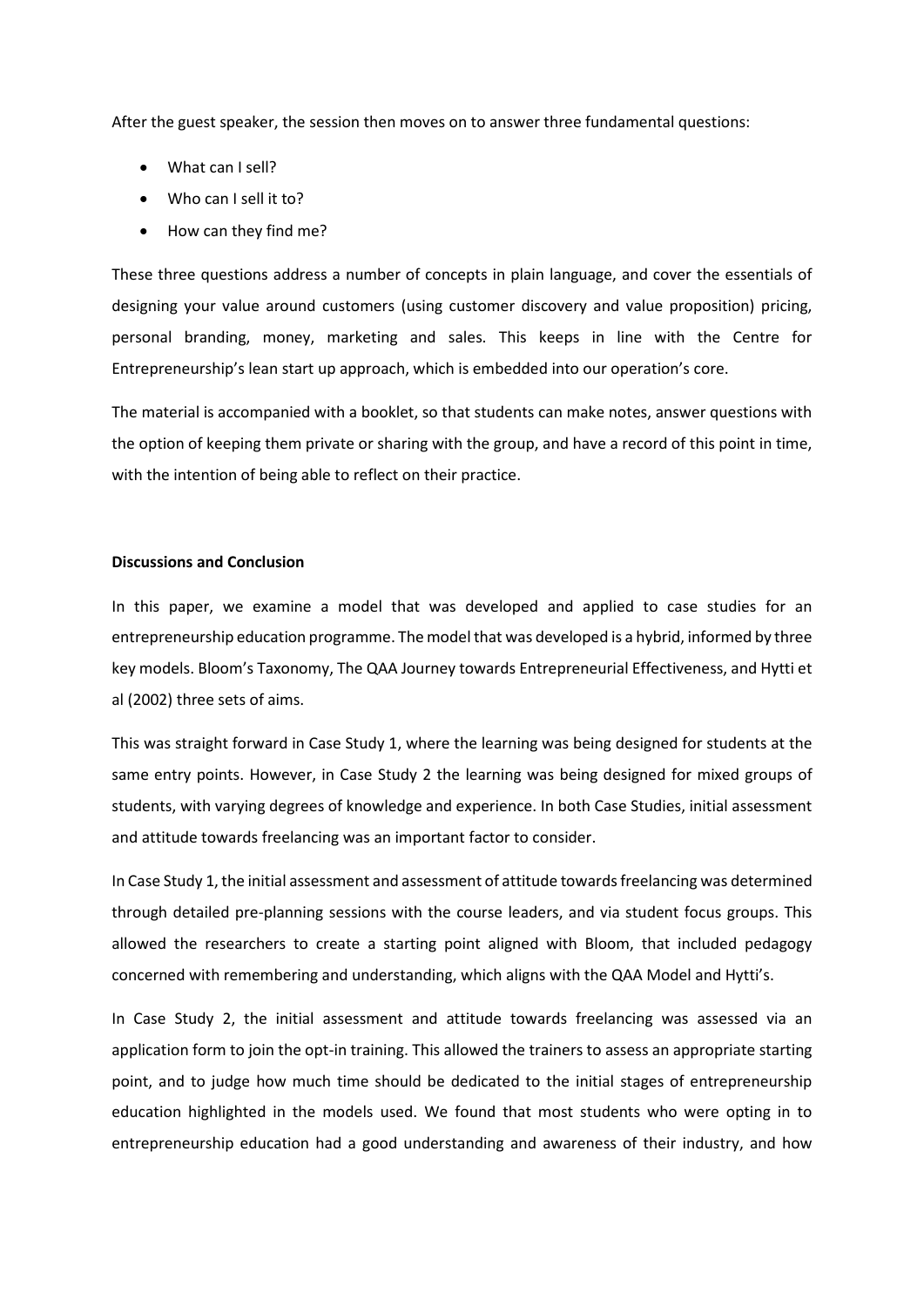After the guest speaker, the session then moves on to answer three fundamental questions:

- What can I sell?
- Who can I sell it to?
- How can they find me?

These three questions address a number of concepts in plain language, and cover the essentials of designing your value around customers (using customer discovery and value proposition) pricing, personal branding, money, marketing and sales. This keeps in line with the Centre for Entrepreneurship's lean start up approach, which is embedded into our operation's core.

The material is accompanied with a booklet, so that students can make notes, answer questions with the option of keeping them private or sharing with the group, and have a record of this point in time, with the intention of being able to reflect on their practice.

**Discussions and Conclusion**

In this paper, we examine a model that was developed and applied to case studies for an entrepreneurship education programme. The model that was developed is a hybrid, informed by three key models. Bloom's Taxonomy, The QAA Journey towards Entrepreneurial Effectiveness, and Hytti et al (2002) three sets of aims.

This was straight forward in Case Study 1, where the learning was being designed for students at the same entry points. However, in Case Study 2 the learning was being designed for mixed groups of students, with varying degrees of knowledge and experience. In both Case Studies, initial assessment and attitude towards freelancing was an important factor to consider.

In Case Study 1, the initial assessment and assessment of attitude towards freelancing was determined through detailed pre-planning sessions with the course leaders, and via student focus groups. This allowed the researchers to create a starting point aligned with Bloom, that included pedagogy concerned with remembering and understanding, which aligns with the QAA Model and Hytti's.

In Case Study 2, the initial assessment and attitude towards freelancing was assessed via an application form to join the opt-in training. This allowed the trainers to assess an appropriate starting point, and to judge how much time should be dedicated to the initial stages of entrepreneurship education highlighted in the models used. We found that most students who were opting in to entrepreneurship education had a good understanding and awareness of their industry, and how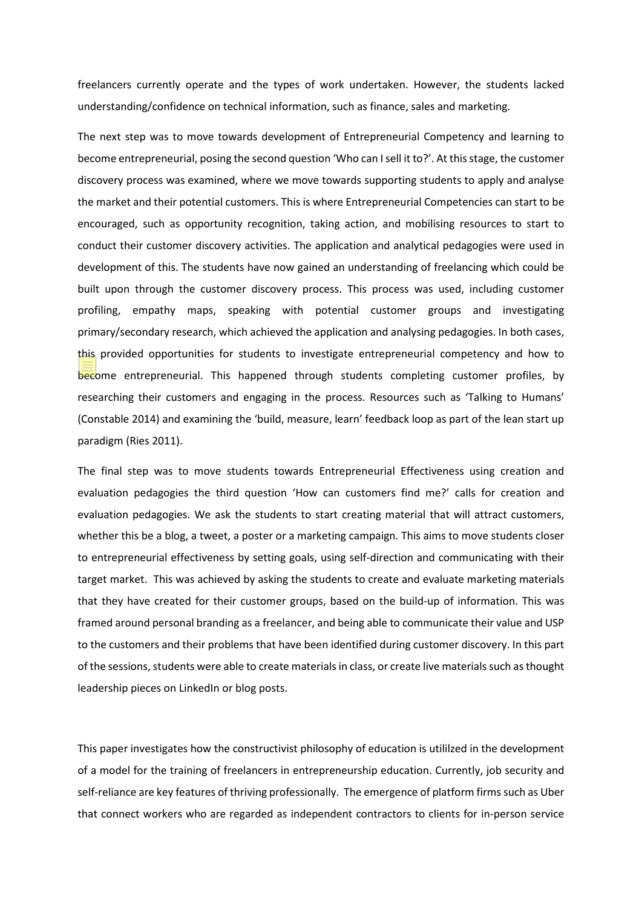freelancers currently operate and the types of work undertaken. However, the students lacked understanding/confidence on technical information, such as finance, sales and marketing.

The next step was to move towards development of Entrepreneurial Competency and learning to become entrepreneurial, posing the second question 'Who can I sell it to?'. At this stage, the customer discovery process was examined, where we move towards supporting students to apply and analyse the market and their potential customers. This is where Entrepreneurial Competencies can start to be encouraged, such as opportunity recognition, taking action, and mobilising resources to start to conduct their customer discovery activities. The application and analytical pedagogies were used in development of this. The students have now gained an understanding of freelancing which could be built upon through the customer discovery process. This process was used, including customer profiling, empathy maps, speaking with potential customer groups and investigating primary/secondary research, which achieved the application and analysing pedagogies. In both cases, this provided opportunities for students to investigate entrepreneurial competency and how to become entrepreneurial. This happened through students completing customer profiles, by researching their customers and engaging in the process. Resources such as 'Talking to Humans' (Constable 2014) and examining the 'build, measure, learn' feedback loop as part of the lean start up paradigm (Ries 2011).

The final step was to move students towards Entrepreneurial Effectiveness using creation and evaluation pedagogies the third question 'How can customers find me?' calls for creation and evaluation pedagogies. We ask the students to start creating material that will attract customers, whether this be a blog, a tweet, a poster or a marketing campaign. This aims to move students closer to entrepreneurial effectiveness by setting goals, using self-direction and communicating with their target market. This was achieved by asking the students to create and evaluate marketing materials that they have created for their customer groups, based on the build-up of information. This was framed around personal branding as a freelancer, and being able to communicate their value and USP to the customers and their problems that have been identified during customer discovery. In this part of the sessions, students were able to create materials in class, or create live materials such as thought leadership pieces on LinkedIn or blog posts.

This paper investigates how the constructivist philosophy of education is utililzed in the development of a model for the training of freelancers in entrepreneurship education. Currently, job security and self-reliance are key features of thriving professionally. The emergence of platform firms such as Uber that connect workers who are regarded as independent contractors to clients for in-person service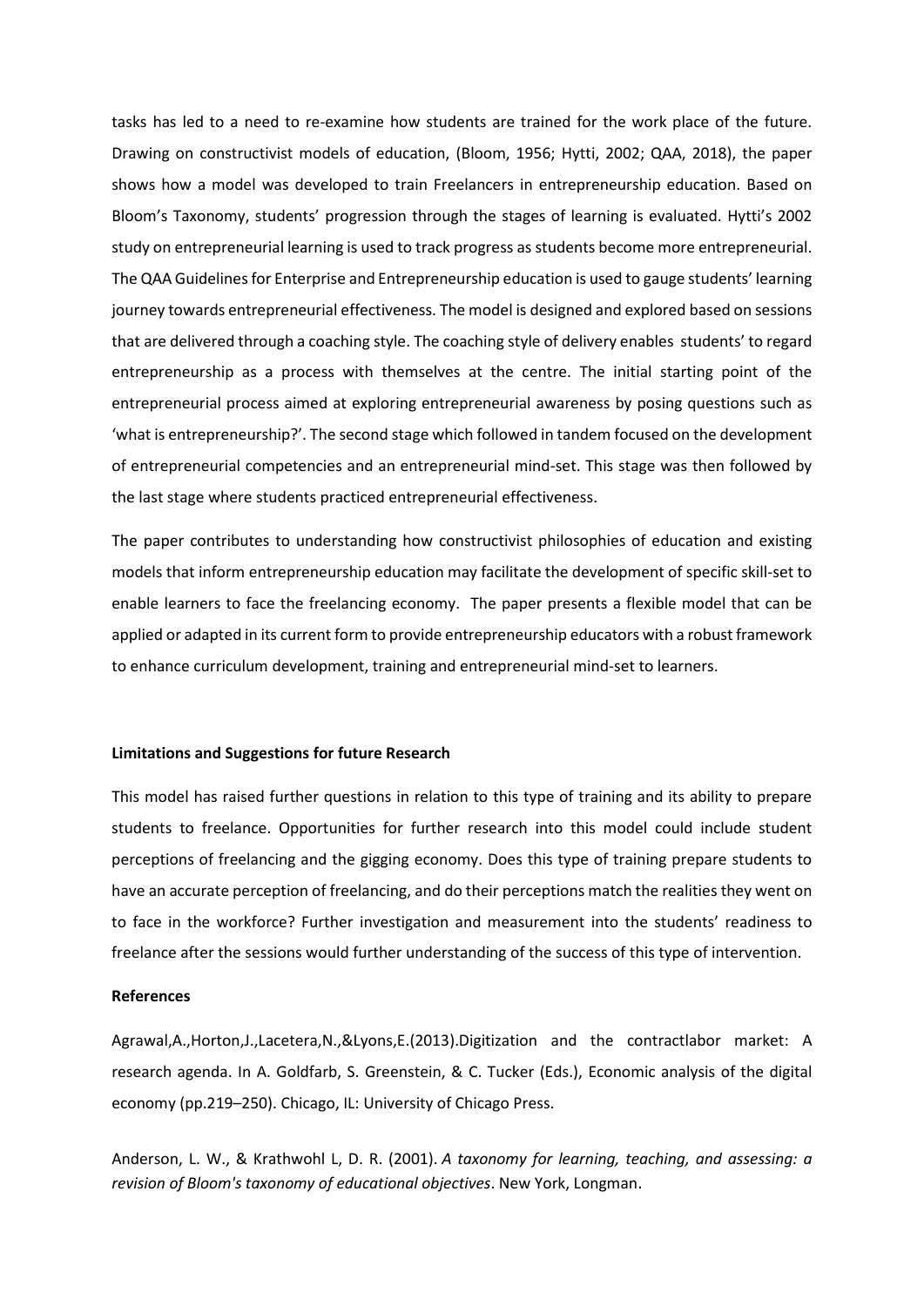tasks has led to a need to re-examine how students are trained for the work place of the future. Drawing on constructivist models of education, (Bloom, 1956; Hytti, 2002; QAA, 2018), the paper shows how a model was developed to train Freelancers in entrepreneurship education. Based on Bloom's Taxonomy, students' progression through the stages of learning is evaluated. Hytti's 2002 study on entrepreneurial learning is used to track progress as students become more entrepreneurial. The QAA Guidelines for Enterprise and Entrepreneurship education is used to gauge students' learning journey towards entrepreneurial effectiveness. The model is designed and explored based on sessions that are delivered through a coaching style. The coaching style of delivery enables students' to regard entrepreneurship as a process with themselves at the centre. The initial starting point of the entrepreneurial process aimed at exploring entrepreneurial awareness by posing questions such as 'what is entrepreneurship?'. The second stage which followed in tandem focused on the development of entrepreneurial competencies and an entrepreneurial mind-set. This stage was then followed by the last stage where students practiced entrepreneurial effectiveness.

The paper contributes to understanding how constructivist philosophies of education and existing models that inform entrepreneurship education may facilitate the development of specific skill-set to enable learners to face the freelancing economy. The paper presents a flexible model that can be applied or adapted in its current form to provide entrepreneurship educators with a robust framework to enhance curriculum development, training and entrepreneurial mind-set to learners.

**Limitations and Suggestions for future Research**

This model has raised further questions in relation to this type of training and its ability to prepare students to freelance. Opportunities for further research into this model could include student perceptions of freelancing and the gigging economy. Does this type of training prepare students to have an accurate perception of freelancing, and do their perceptions match the realities they went on to face in the workforce? Further investigation and measurement into the students' readiness to freelance after the sessions would further understanding of the success of this type of intervention.

**References**

Agrawal,A.,Horton,J.,Lacetera,N.,&Lyons,E.(2013).Digitization and the contractlabor market: A research agenda. In A. Goldfarb, S. Greenstein, & C. Tucker (Eds.), Economic analysis of the digital economy (pp.219–250). Chicago, IL: University of Chicago Press.

Anderson, L. W., & Krathwohl L, D. R. (2001). *A taxonomy for learning, teaching, and assessing: a revision of Bloom's taxonomy of educational objectives*. New York, Longman.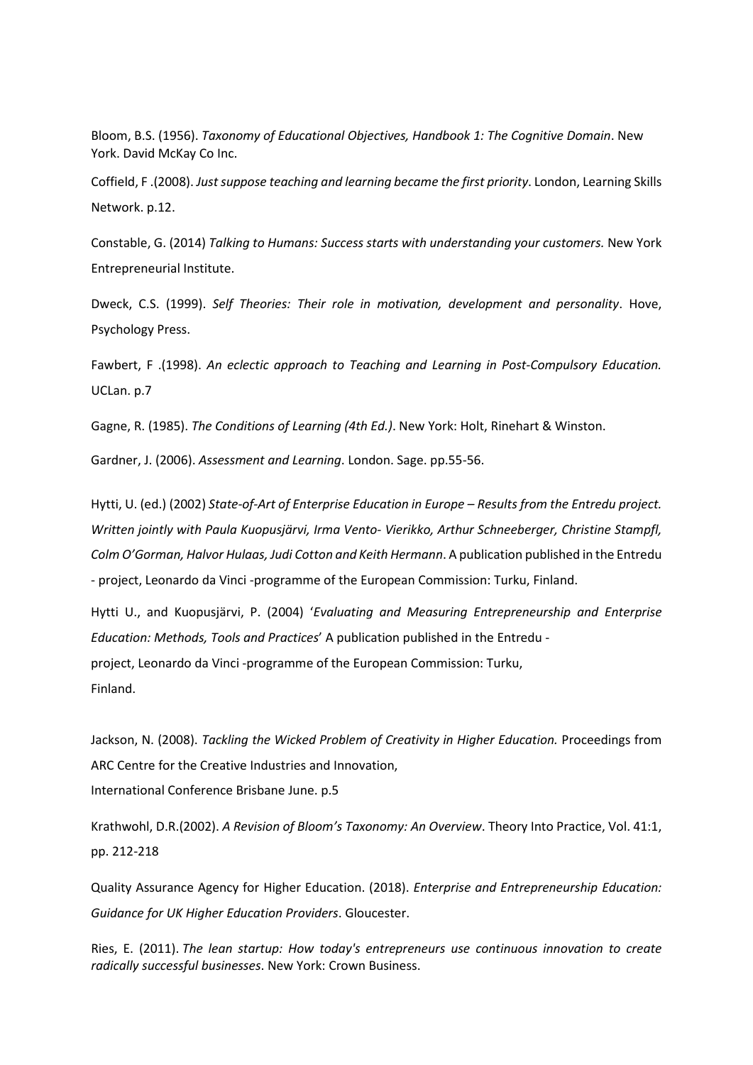Bloom, B.S. (1956). *Taxonomy of Educational Objectives, Handbook 1: The Cognitive Domain*. New York. David McKay Co Inc.

Coffield, F .(2008). *Just suppose teaching and learning became the first priority*. London, Learning Skills Network. p.12.

Constable, G. (2014) *Talking to Humans: Success starts with understanding your customers.* New York Entrepreneurial Institute.

Dweck, C.S. (1999). *Self Theories: Their role in motivation, development and personality*. Hove, Psychology Press.

Fawbert, F .(1998). *An eclectic approach to Teaching and Learning in Post-Compulsory Education.* UCLan. p.7

Gagne, R. (1985). *The Conditions of Learning (4th Ed.)*. New York: Holt, Rinehart & Winston.

Gardner, J. (2006). *Assessment and Learning*. London. Sage. pp.55-56.

Hytti, U. (ed.) (2002) *State-of-Art of Enterprise Education in Europe – Results from the Entredu project. Written jointly with Paula Kuopusjärvi, Irma Vento- Vierikko, Arthur Schneeberger, Christine Stampfl, Colm O'Gorman, Halvor Hulaas, Judi Cotton and Keith Hermann*. A publication published in the Entredu - project, Leonardo da Vinci -programme of the European Commission: Turku, Finland.

Hytti U., and Kuopusjärvi, P. (2004) '*Evaluating and Measuring Entrepreneurship and Enterprise Education: Methods, Tools and Practices*' A publication published in the Entredu - project, Leonardo da Vinci -programme of the European Commission: Turku, Finland.

Jackson, N. (2008). *Tackling the Wicked Problem of Creativity in Higher Education.* Proceedings from ARC Centre for the Creative Industries and Innovation, International Conference Brisbane June. p.5

Krathwohl, D.R.(2002). *A Revision of Bloom's Taxonomy: An Overview*. Theory Into Practice, Vol. 41:1, pp. 212-218

Quality Assurance Agency for Higher Education. (2018). *Enterprise and Entrepreneurship Education: Guidance for UK Higher Education Providers*. Gloucester.

Ries, E. (2011). *The lean startup: How today's entrepreneurs use continuous innovation to create radically successful businesses*. New York: Crown Business.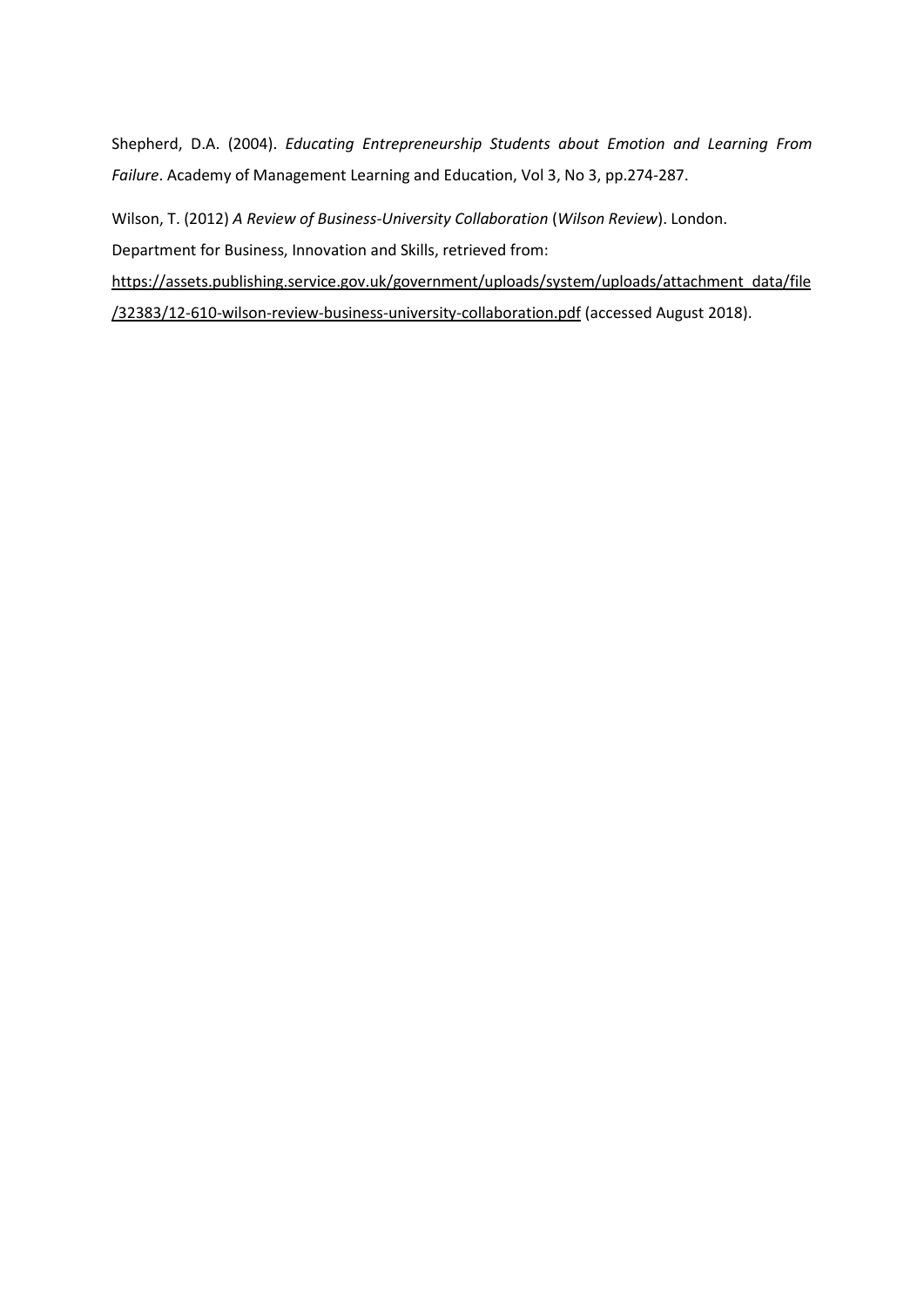Shepherd, D.A. (2004). *Educating Entrepreneurship Students about Emotion and Learning From Failure*. Academy of Management Learning and Education, Vol 3, No 3, pp.274-287.

Wilson, T. (2012) *A Review of Business-University Collaboration* (*Wilson Review*). London. Department for Business, Innovation and Skills, retrieved from: https://assets.publishing.service.gov.uk/government/uploads/system/uploads/attachment_data/file/32383/12-610-wilson-review-business-university-collaboration.pdf (accessed August 2018).